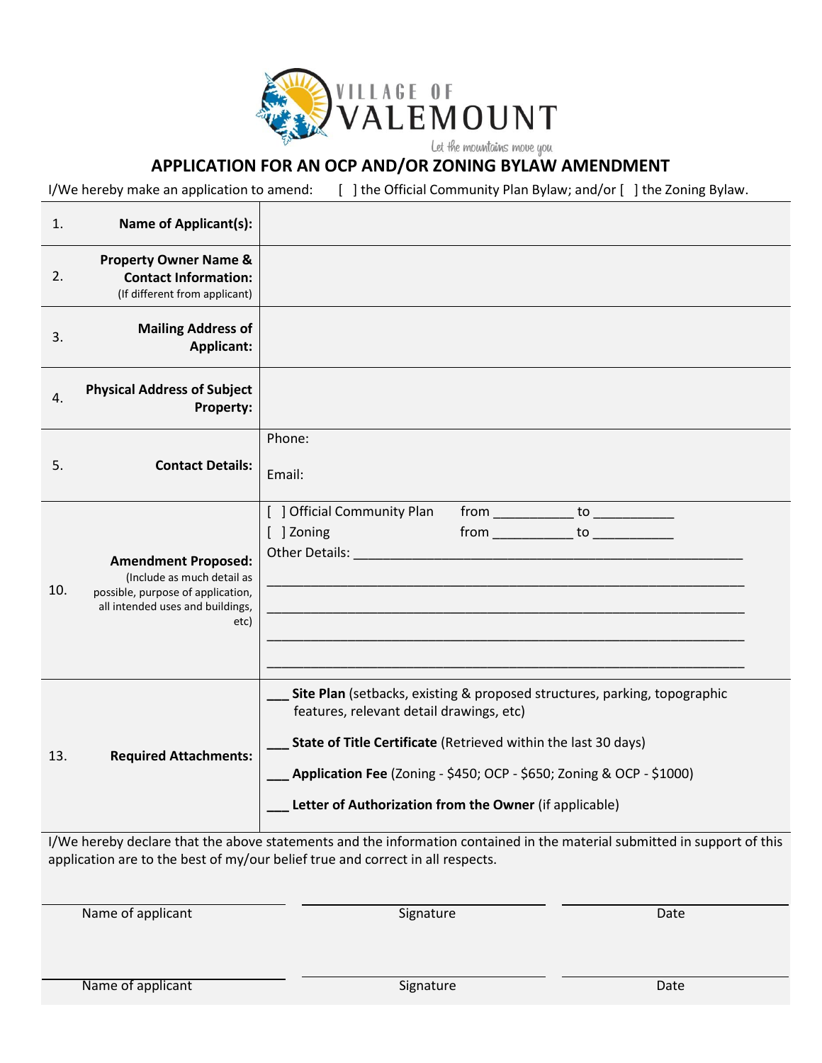VILLAGE OF VALEMOUNT

*Let the mountains move you*

# APPLICATION FOR AN OCP AND/OR ZONING BYLAW AMENDMENT

I/We hereby make an application to amend: [ ] the Official Community Plan Bylaw; and/or [ ] the Zoning Bylaw.

| | | |
|---|---|---|
| 1. | **Name of Applicant(s):** | |
| 2. | **Property Owner Name & Contact Information:** (If different from applicant) | |
| 3. | **Mailing Address of Applicant:** | |
| 4. | **Physical Address of Subject Property:** | |
| 5. | **Contact Details:** | Phone:<br><br>Email: |
| 10. | **Amendment Proposed:** (Include as much detail as possible, purpose of application, all intended uses and buildings, etc) | [ ] Official Community Plan from ___________ to ___________<br>[ ] Zoning from ___________ to ___________<br>Other Details: ____________________________________________________<br>________________________________________________________________<br>________________________________________________________________<br>________________________________________________________________<br>________________________________________________________________ |
| 13. | **Required Attachments:** | ___ **Site Plan** (setbacks, existing & proposed structures, parking, topographic features, relevant detail drawings, etc)<br><br>___ **State of Title Certificate** (Retrieved within the last 30 days)<br><br>___ **Application Fee** (Zoning - $450; OCP - $650; Zoning & OCP - $1000)<br><br>___ **Letter of Authorization from the Owner** (if applicable) |

I/We hereby declare that the above statements and the information contained in the material submitted in support of this application are to the best of my/our belief true and correct in all respects.

| | | |
|---|---|---|
| Name of applicant | Signature | Date |
| Name of applicant | Signature | Date |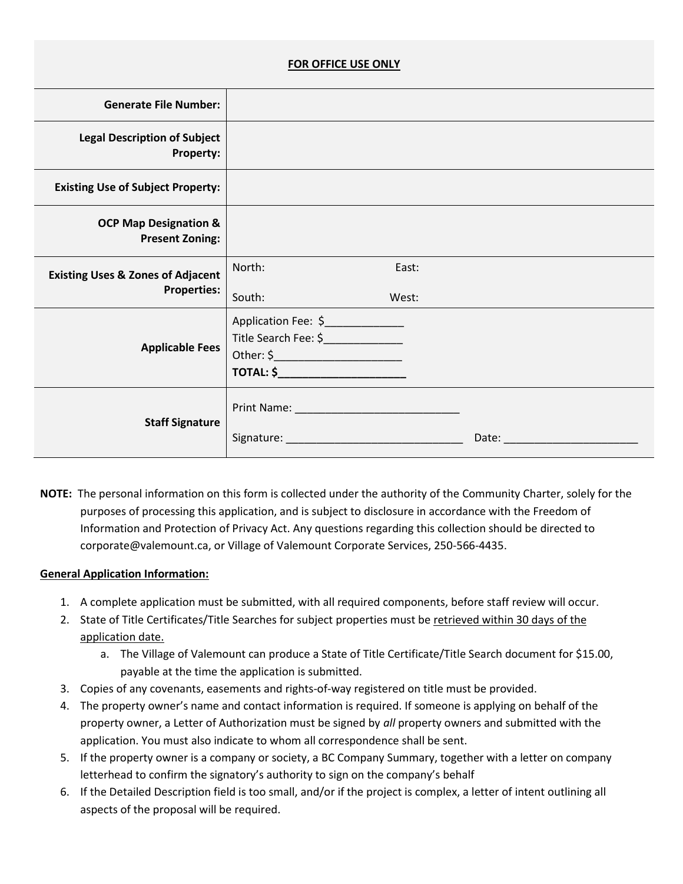| FOR OFFICE USE ONLY | |
|---|---|
| **Generate File Number:** | |
| **Legal Description of Subject Property:** | |
| **Existing Use of Subject Property:** | |
| **OCP Map Designation & Present Zoning:** | |
| **Existing Uses & Zones of Adjacent Properties:** | North: East: <br> South: West: |
| **Applicable Fees** | Application Fee: $_____________ <br> Title Search Fee: $_____________ <br> Other: $_____________________ <br> **TOTAL: $_____________________** |
| **Staff Signature** | Print Name: ___________________________ <br> Signature: _____________________________ Date: ______________________ |

**NOTE:** The personal information on this form is collected under the authority of the Community Charter, solely for the purposes of processing this application, and is subject to disclosure in accordance with the Freedom of Information and Protection of Privacy Act. Any questions regarding this collection should be directed to corporate@valemount.ca, or Village of Valemount Corporate Services, 250-566-4435.

**General Application Information:**

1. A complete application must be submitted, with all required components, before staff review will occur.
2. State of Title Certificates/Title Searches for subject properties must be retrieved within 30 days of the application date.
   a. The Village of Valemount can produce a State of Title Certificate/Title Search document for $15.00, payable at the time the application is submitted.
3. Copies of any covenants, easements and rights-of-way registered on title must be provided.
4. The property owner's name and contact information is required. If someone is applying on behalf of the property owner, a Letter of Authorization must be signed by *all* property owners and submitted with the application. You must also indicate to whom all correspondence shall be sent.
5. If the property owner is a company or society, a BC Company Summary, together with a letter on company letterhead to confirm the signatory's authority to sign on the company's behalf
6. If the Detailed Description field is too small, and/or if the project is complex, a letter of intent outlining all aspects of the proposal will be required.